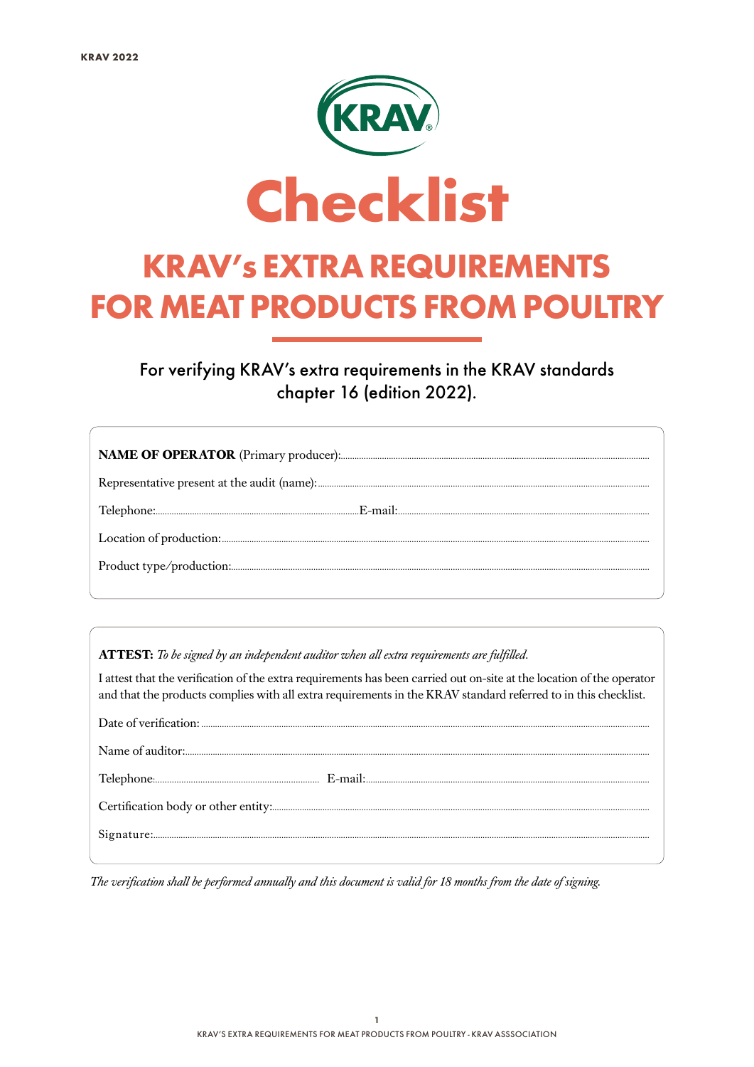# Checklist

## KRAV's EXTRA REQUIREMENTS FOR MEAT PRODUCTS FROM POULTRY

For verifying KRAV's extra requirements in the KRAV standards chapter 16 (edition 2022).

**NAME OF OPERATOR** (Primary producer):.................................................................

Representative present at the audit (name):.................................................................

Telephone:................................................E-mail:.................................................................

Location of production:.................................................................

Product type/production:.................................................................

**ATTEST:** *To be signed by an independent auditor when all extra requirements are fulfilled.*

I attest that the verification of the extra requirements has been carried out on-site at the location of the operator and that the products complies with all extra requirements in the KRAV standard referred to in this checklist.

Date of verification: .................................................................

Name of auditor:.................................................................

Telephone:................................................ E-mail:.................................................................

Certification body or other entity:.................................................................

Signature:.................................................................

*The verification shall be performed annually and this document is valid for 18 months from the date of signing.*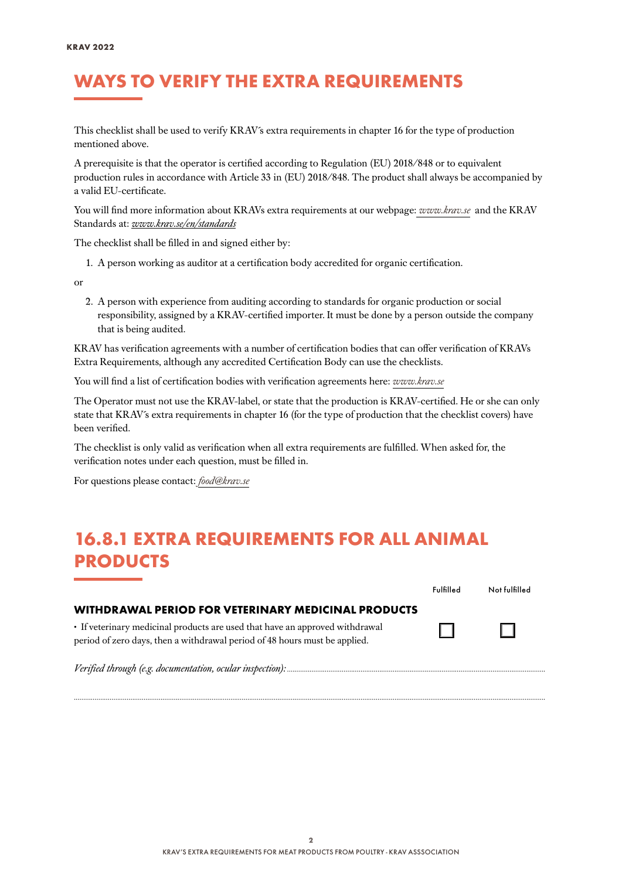# WAYS TO VERIFY THE EXTRA REQUIREMENTS

This checklist shall be used to verify KRAV´s extra requirements in chapter 16 for the type of production mentioned above.

A prerequisite is that the operator is certified according to Regulation (EU) 2018/848 or to equivalent production rules in accordance with Article 33 in (EU) 2018/848. The product shall always be accompanied by a valid EU-certificate.

You will find more information about KRAVs extra requirements at our webpage: *www.krav.se* and the KRAV Standards at: *www.krav.se/en/standards*

The checklist shall be filled in and signed either by:

1. A person working as auditor at a certification body accredited for organic certification.

or

2. A person with experience from auditing according to standards for organic production or social responsibility, assigned by a KRAV-certified importer. It must be done by a person outside the company that is being audited.

KRAV has verification agreements with a number of certification bodies that can offer verification of KRAVs Extra Requirements, although any accredited Certification Body can use the checklists.

You will find a list of certification bodies with verification agreements here: *www.krav.se*

The Operator must not use the KRAV-label, or state that the production is KRAV-certified. He or she can only state that KRAV´s extra requirements in chapter 16 (for the type of production that the checklist covers) have been verified.

The checklist is only valid as verification when all extra requirements are fulfilled. When asked for, the verification notes under each question, must be filled in.

For questions please contact: *food@krav.se*

# 16.8.1 EXTRA REQUIREMENTS FOR ALL ANIMAL PRODUCTS

| | Fulfilled | Not fulfilled |
|---|---|---|
| **WITHDRAWAL PERIOD FOR VETERINARY MEDICINAL PRODUCTS** | | |
| • If veterinary medicinal products are used that have an approved withdrawal period of zero days, then a withdrawal period of 48 hours must be applied. | ☐ | ☐ |

*Verified through (e.g. documentation, ocular inspection):* ........................................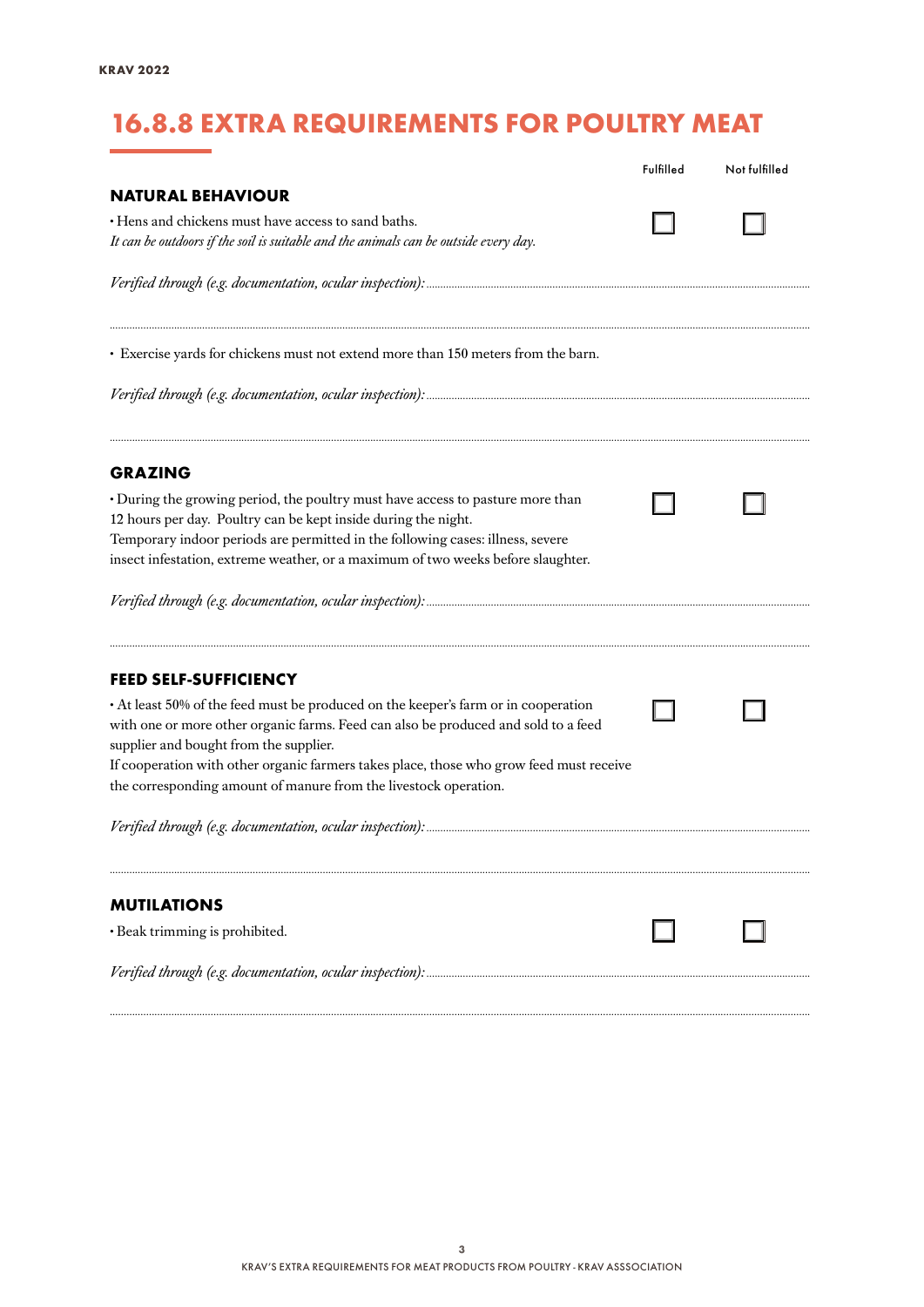# 16.8.8 EXTRA REQUIREMENTS FOR POULTRY MEAT

Fulfilled | Not fulfilled

## NATURAL BEHAVIOUR

• Hens and chickens must have access to sand baths.
*It can be outdoors if the soil is suitable and the animals can be outside every day.*

☐ Fulfilled ☐ Not fulfilled

*Verified through (e.g. documentation, ocular inspection):* ..............................................................................................

..............................................................................................................................................................................................

• Exercise yards for chickens must not extend more than 150 meters from the barn.

*Verified through (e.g. documentation, ocular inspection):* ..............................................................................................

..............................................................................................................................................................................................

## GRAZING

• During the growing period, the poultry must have access to pasture more than 12 hours per day. Poultry can be kept inside during the night.
Temporary indoor periods are permitted in the following cases: illness, severe insect infestation, extreme weather, or a maximum of two weeks before slaughter.

☐ Fulfilled ☐ Not fulfilled

*Verified through (e.g. documentation, ocular inspection):* ..............................................................................................

..............................................................................................................................................................................................

## FEED SELF-SUFFICIENCY

• At least 50% of the feed must be produced on the keeper's farm or in cooperation with one or more other organic farms. Feed can also be produced and sold to a feed supplier and bought from the supplier.
If cooperation with other organic farmers takes place, those who grow feed must receive the corresponding amount of manure from the livestock operation.

☐ Fulfilled ☐ Not fulfilled

*Verified through (e.g. documentation, ocular inspection):* ..............................................................................................

..............................................................................................................................................................................................

## MUTILATIONS

• Beak trimming is prohibited.

☐ Fulfilled ☐ Not fulfilled

*Verified through (e.g. documentation, ocular inspection):* ..............................................................................................

..............................................................................................................................................................................................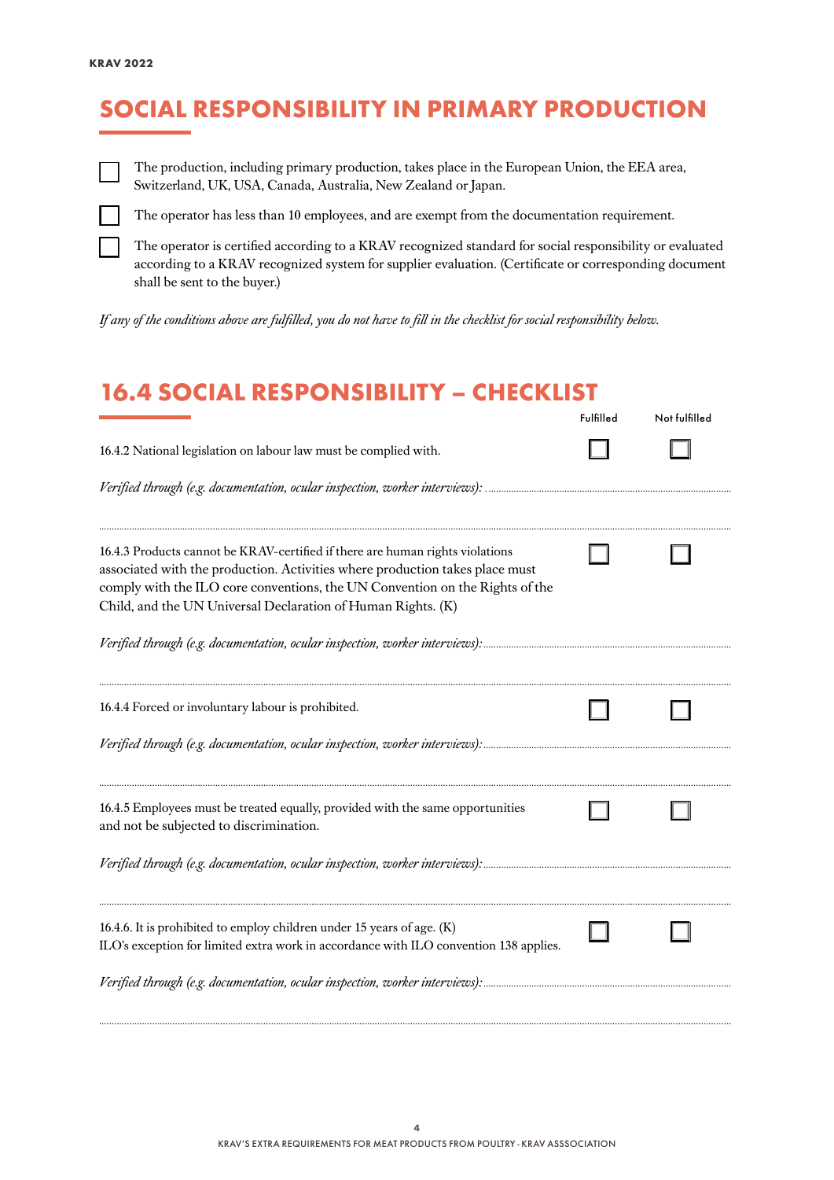## SOCIAL RESPONSIBILITY IN PRIMARY PRODUCTION

☐ The production, including primary production, takes place in the European Union, the EEA area, Switzerland, UK, USA, Canada, Australia, New Zealand or Japan.

☐ The operator has less than 10 employees, and are exempt from the documentation requirement.

☐ The operator is certified according to a KRAV recognized standard for social responsibility or evaluated according to a KRAV recognized system for supplier evaluation. (Certificate or corresponding document shall be sent to the buyer.)

*If any of the conditions above are fulfilled, you do not have to fill in the checklist for social responsibility below.*

## 16.4 SOCIAL RESPONSIBILITY – CHECKLIST

| | Fulfilled | Not fulfilled |
|---|---|---|
| 16.4.2 National legislation on labour law must be complied with. | ☐ | ☐ |

*Verified through (e.g. documentation, ocular inspection, worker interviews):* ..................................................

| | Fulfilled | Not fulfilled |
|---|---|---|
| 16.4.3 Products cannot be KRAV-certified if there are human rights violations associated with the production. Activities where production takes place must comply with the ILO core conventions, the UN Convention on the Rights of the Child, and the UN Universal Declaration of Human Rights. (K) | ☐ | ☐ |

*Verified through (e.g. documentation, ocular inspection, worker interviews):* ..................................................

| | Fulfilled | Not fulfilled |
|---|---|---|
| 16.4.4 Forced or involuntary labour is prohibited. | ☐ | ☐ |

*Verified through (e.g. documentation, ocular inspection, worker interviews):* ..................................................

| | Fulfilled | Not fulfilled |
|---|---|---|
| 16.4.5 Employees must be treated equally, provided with the same opportunities and not be subjected to discrimination. | ☐ | ☐ |

*Verified through (e.g. documentation, ocular inspection, worker interviews):* ..................................................

| | Fulfilled | Not fulfilled |
|---|---|---|
| 16.4.6. It is prohibited to employ children under 15 years of age. (K) ILO's exception for limited extra work in accordance with ILO convention 138 applies. | ☐ | ☐ |

*Verified through (e.g. documentation, ocular inspection, worker interviews):* ..................................................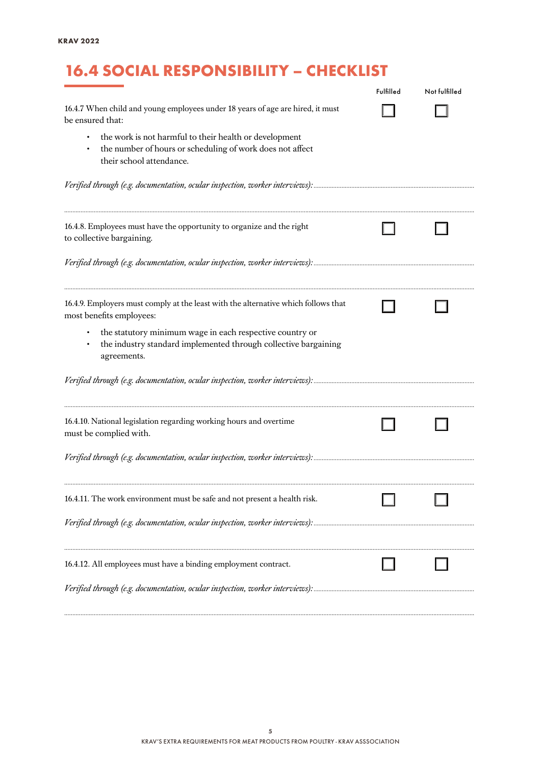# 16.4 SOCIAL RESPONSIBILITY – CHECKLIST

| | Fulfilled | Not fulfilled |
|---|---|---|
| 16.4.7 When child and young employees under 18 years of age are hired, it must be ensured that:<br>• the work is not harmful to their health or development<br>• the number of hours or scheduling of work does not affect their school attendance. | ☐ | ☐ |

*Verified through (e.g. documentation, ocular inspection, worker interviews):*

| | Fulfilled | Not fulfilled |
|---|---|---|
| 16.4.8. Employees must have the opportunity to organize and the right to collective bargaining. | ☐ | ☐ |

*Verified through (e.g. documentation, ocular inspection, worker interviews):*

| | Fulfilled | Not fulfilled |
|---|---|---|
| 16.4.9. Employers must comply at the least with the alternative which follows that most benefits employees:<br>• the statutory minimum wage in each respective country or<br>• the industry standard implemented through collective bargaining agreements. | ☐ | ☐ |

*Verified through (e.g. documentation, ocular inspection, worker interviews):*

| | Fulfilled | Not fulfilled |
|---|---|---|
| 16.4.10. National legislation regarding working hours and overtime must be complied with. | ☐ | ☐ |

*Verified through (e.g. documentation, ocular inspection, worker interviews):*

| | Fulfilled | Not fulfilled |
|---|---|---|
| 16.4.11. The work environment must be safe and not present a health risk. | ☐ | ☐ |

*Verified through (e.g. documentation, ocular inspection, worker interviews):*

| | Fulfilled | Not fulfilled |
|---|---|---|
| 16.4.12. All employees must have a binding employment contract. | ☐ | ☐ |

*Verified through (e.g. documentation, ocular inspection, worker interviews):*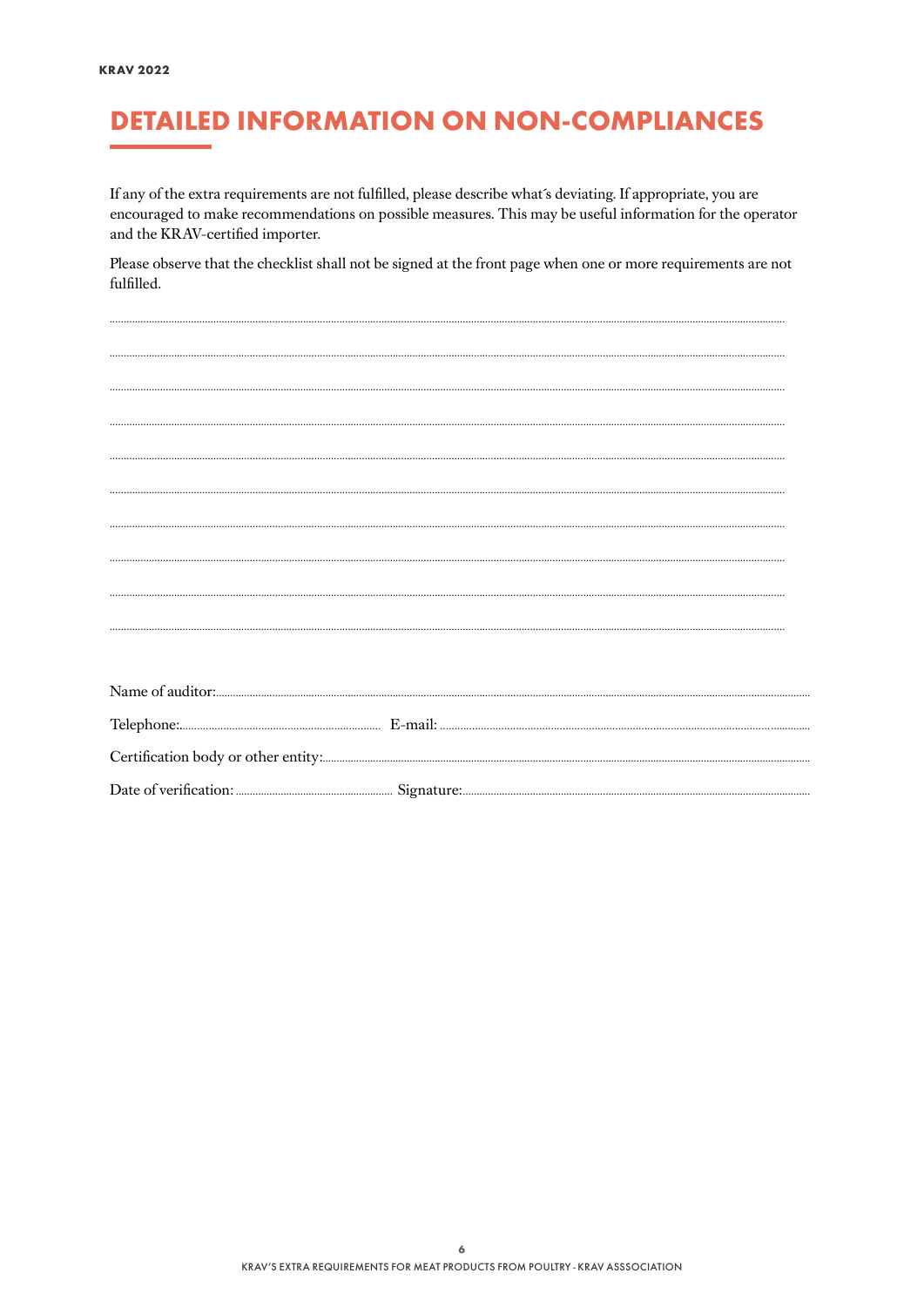# DETAILED INFORMATION ON NON-COMPLIANCES

If any of the extra requirements are not fulfilled, please describe what´s deviating. If appropriate, you are encouraged to make recommendations on possible measures. This may be useful information for the operator and the KRAV-certified importer.

Please observe that the checklist shall not be signed at the front page when one or more requirements are not fulfilled.

..........................................................................................................................................................................................................

..........................................................................................................................................................................................................

..........................................................................................................................................................................................................

..........................................................................................................................................................................................................

..........................................................................................................................................................................................................

..........................................................................................................................................................................................................

..........................................................................................................................................................................................................

..........................................................................................................................................................................................................

..........................................................................................................................................................................................................

..........................................................................................................................................................................................................

Name of auditor:..........................................................................................................................................................................

Telephone:........................................................................ E-mail: ...............................................................................................................

Certification body or other entity:...........................................................................................................................................

Date of verification: ......................................................... Signature:.............................................................................................